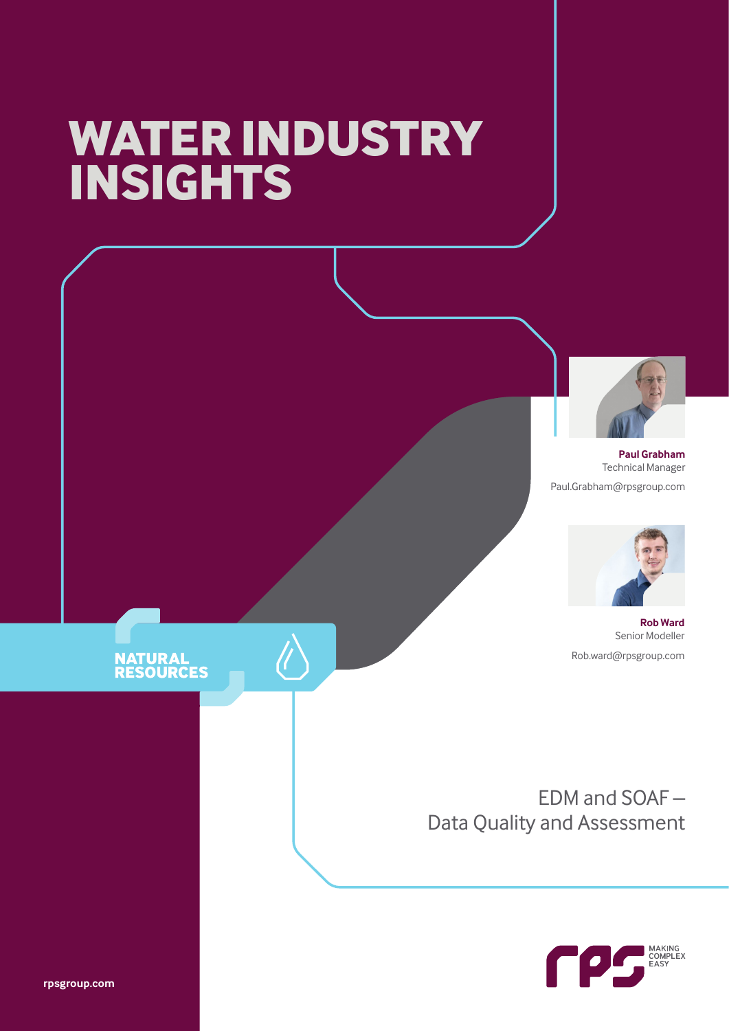# WATER INDUSTRY INSIGHTS

**Paul Grabham**
Technical Manager
Paul.Grabham@rpsgroup.com

**Rob Ward**
Senior Modeller
Rob.ward@rpsgroup.com

NATURAL RESOURCES

## EDM and SOAF – Data Quality and Assessment

rpsgroup.com

MAKING COMPLEX EASY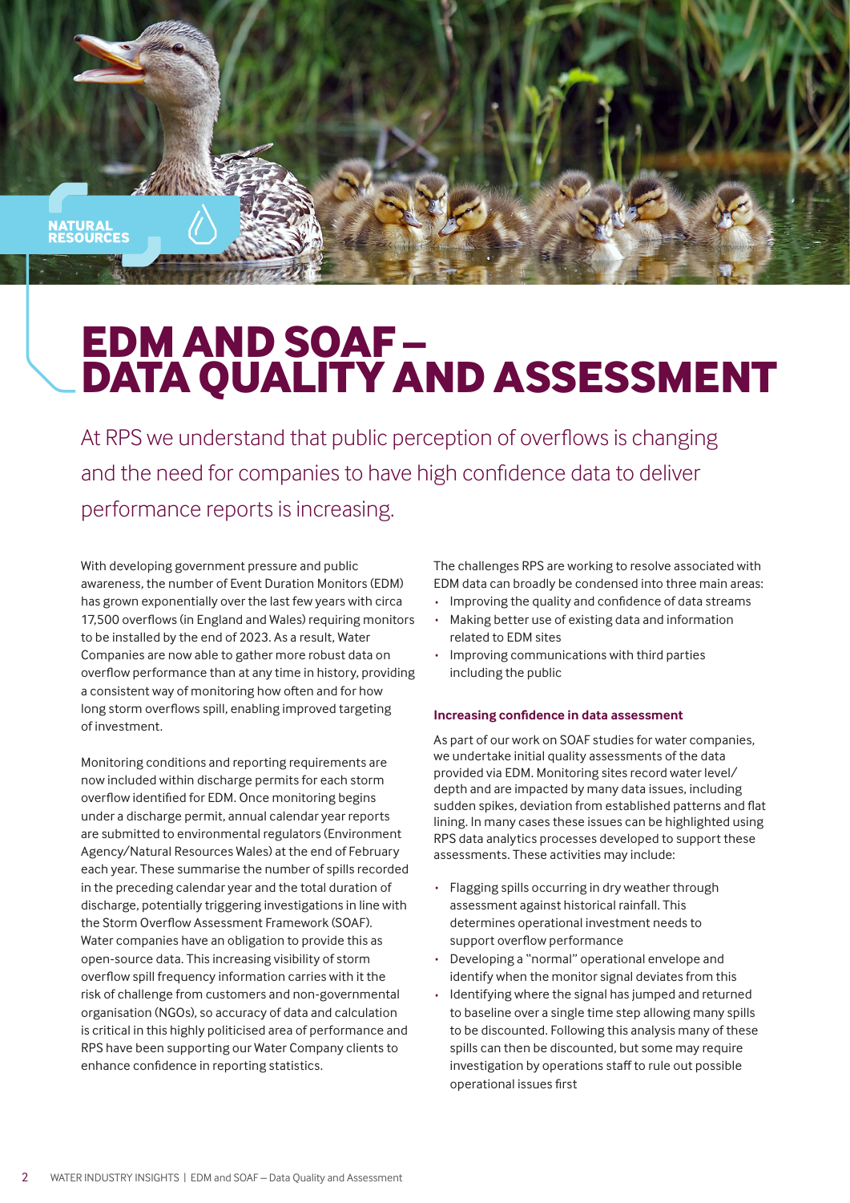NATURAL RESOURCES

# EDM AND SOAF – DATA QUALITY AND ASSESSMENT

At RPS we understand that public perception of overflows is changing and the need for companies to have high confidence data to deliver performance reports is increasing.

With developing government pressure and public awareness, the number of Event Duration Monitors (EDM) has grown exponentially over the last few years with circa 17,500 overflows (in England and Wales) requiring monitors to be installed by the end of 2023. As a result, Water Companies are now able to gather more robust data on overflow performance than at any time in history, providing a consistent way of monitoring how often and for how long storm overflows spill, enabling improved targeting of investment.

Monitoring conditions and reporting requirements are now included within discharge permits for each storm overflow identified for EDM. Once monitoring begins under a discharge permit, annual calendar year reports are submitted to environmental regulators (Environment Agency/Natural Resources Wales) at the end of February each year. These summarise the number of spills recorded in the preceding calendar year and the total duration of discharge, potentially triggering investigations in line with the Storm Overflow Assessment Framework (SOAF). Water companies have an obligation to provide this as open-source data. This increasing visibility of storm overflow spill frequency information carries with it the risk of challenge from customers and non-governmental organisation (NGOs), so accuracy of data and calculation is critical in this highly politicised area of performance and RPS have been supporting our Water Company clients to enhance confidence in reporting statistics.

The challenges RPS are working to resolve associated with EDM data can broadly be condensed into three main areas:

- Improving the quality and confidence of data streams
- Making better use of existing data and information related to EDM sites
- Improving communications with third parties including the public

### Increasing confidence in data assessment

As part of our work on SOAF studies for water companies, we undertake initial quality assessments of the data provided via EDM. Monitoring sites record water level/depth and are impacted by many data issues, including sudden spikes, deviation from established patterns and flat lining. In many cases these issues can be highlighted using RPS data analytics processes developed to support these assessments. These activities may include:

- Flagging spills occurring in dry weather through assessment against historical rainfall. This determines operational investment needs to support overflow performance
- Developing a "normal" operational envelope and identify when the monitor signal deviates from this
- Identifying where the signal has jumped and returned to baseline over a single time step allowing many spills to be discounted. Following this analysis many of these spills can then be discounted, but some may require investigation by operations staff to rule out possible operational issues first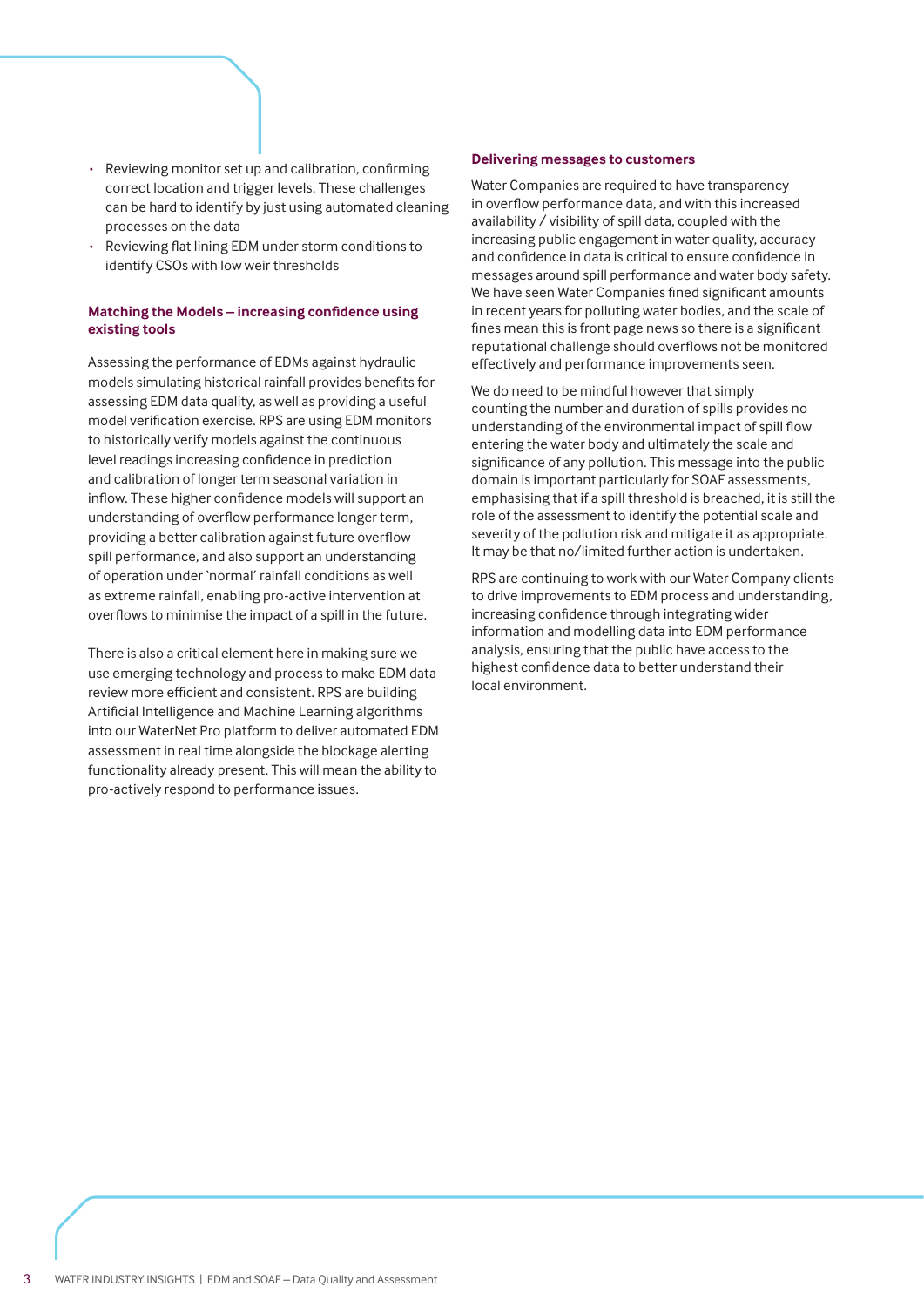- Reviewing monitor set up and calibration, confirming correct location and trigger levels. These challenges can be hard to identify by just using automated cleaning processes on the data
- Reviewing flat lining EDM under storm conditions to identify CSOs with low weir thresholds

### Matching the Models – increasing confidence using existing tools

Assessing the performance of EDMs against hydraulic models simulating historical rainfall provides benefits for assessing EDM data quality, as well as providing a useful model verification exercise. RPS are using EDM monitors to historically verify models against the continuous level readings increasing confidence in prediction and calibration of longer term seasonal variation in inflow. These higher confidence models will support an understanding of overflow performance longer term, providing a better calibration against future overflow spill performance, and also support an understanding of operation under 'normal' rainfall conditions as well as extreme rainfall, enabling pro-active intervention at overflows to minimise the impact of a spill in the future.

There is also a critical element here in making sure we use emerging technology and process to make EDM data review more efficient and consistent. RPS are building Artificial Intelligence and Machine Learning algorithms into our WaterNet Pro platform to deliver automated EDM assessment in real time alongside the blockage alerting functionality already present. This will mean the ability to pro-actively respond to performance issues.

### Delivering messages to customers

Water Companies are required to have transparency in overflow performance data, and with this increased availability / visibility of spill data, coupled with the increasing public engagement in water quality, accuracy and confidence in data is critical to ensure confidence in messages around spill performance and water body safety. We have seen Water Companies fined significant amounts in recent years for polluting water bodies, and the scale of fines mean this is front page news so there is a significant reputational challenge should overflows not be monitored effectively and performance improvements seen.

We do need to be mindful however that simply counting the number and duration of spills provides no understanding of the environmental impact of spill flow entering the water body and ultimately the scale and significance of any pollution. This message into the public domain is important particularly for SOAF assessments, emphasising that if a spill threshold is breached, it is still the role of the assessment to identify the potential scale and severity of the pollution risk and mitigate it as appropriate. It may be that no/limited further action is undertaken.

RPS are continuing to work with our Water Company clients to drive improvements to EDM process and understanding, increasing confidence through integrating wider information and modelling data into EDM performance analysis, ensuring that the public have access to the highest confidence data to better understand their local environment.